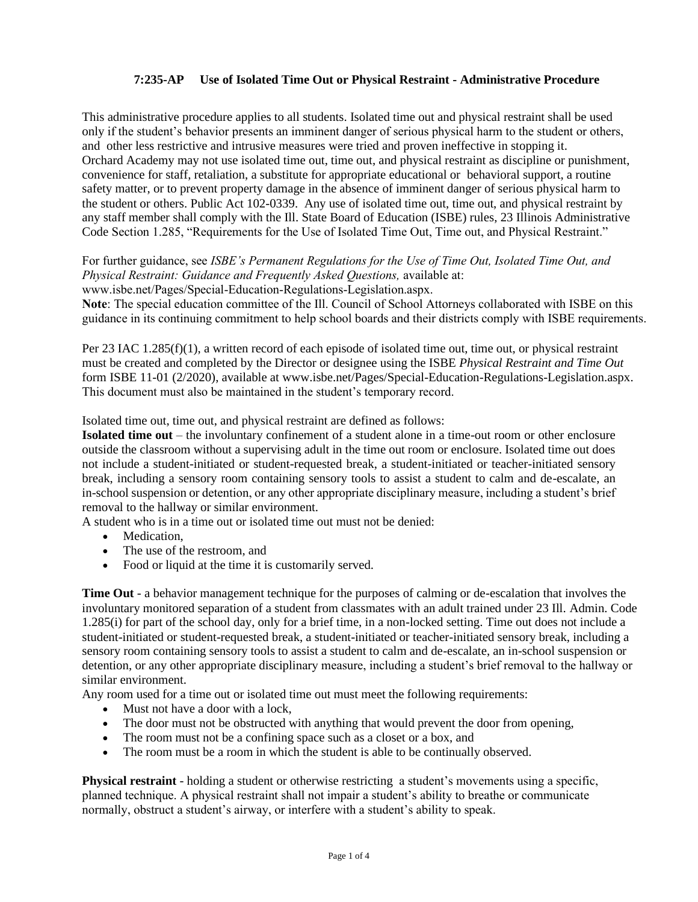# 7:235-AP Use of Isolated Time Out or Physical Restraint - Administrative Procedure

This administrative procedure applies to all students. Isolated time out and physical restraint shall be used only if the student's behavior presents an imminent danger of serious physical harm to the student or others, and other less restrictive and intrusive measures were tried and proven ineffective in stopping it. Orchard Academy may not use isolated time out, time out, and physical restraint as discipline or punishment, convenience for staff, retaliation, a substitute for appropriate educational or behavioral support, a routine safety matter, or to prevent property damage in the absence of imminent danger of serious physical harm to the student or others. Public Act 102-0339. Any use of isolated time out, time out, and physical restraint by any staff member shall comply with the Ill. State Board of Education (ISBE) rules, 23 Illinois Administrative Code Section 1.285, "Requirements for the Use of Isolated Time Out, Time out, and Physical Restraint."

For further guidance, see *ISBE's Permanent Regulations for the Use of Time Out, Isolated Time Out, and Physical Restraint: Guidance and Frequently Asked Questions,* available at: www.isbe.net/Pages/Special-Education-Regulations-Legislation.aspx.

**Note**: The special education committee of the Ill. Council of School Attorneys collaborated with ISBE on this guidance in its continuing commitment to help school boards and their districts comply with ISBE requirements.

Per 23 IAC 1.285(f)(1), a written record of each episode of isolated time out, time out, or physical restraint must be created and completed by the Director or designee using the ISBE *Physical Restraint and Time Out* form ISBE 11-01 (2/2020), available at www.isbe.net/Pages/Special-Education-Regulations-Legislation.aspx. This document must also be maintained in the student's temporary record.

Isolated time out, time out, and physical restraint are defined as follows:

**Isolated time out** – the involuntary confinement of a student alone in a time-out room or other enclosure outside the classroom without a supervising adult in the time out room or enclosure. Isolated time out does not include a student-initiated or student-requested break, a student-initiated or teacher-initiated sensory break, including a sensory room containing sensory tools to assist a student to calm and de-escalate, an in-school suspension or detention, or any other appropriate disciplinary measure, including a student's brief removal to the hallway or similar environment.

A student who is in a time out or isolated time out must not be denied:

- Medication,
- The use of the restroom, and
- Food or liquid at the time it is customarily served.

**Time Out** - a behavior management technique for the purposes of calming or de-escalation that involves the involuntary monitored separation of a student from classmates with an adult trained under 23 Ill. Admin. Code 1.285(i) for part of the school day, only for a brief time, in a non-locked setting. Time out does not include a student-initiated or student-requested break, a student-initiated or teacher-initiated sensory break, including a sensory room containing sensory tools to assist a student to calm and de-escalate, an in-school suspension or detention, or any other appropriate disciplinary measure, including a student's brief removal to the hallway or similar environment.

Any room used for a time out or isolated time out must meet the following requirements:

- Must not have a door with a lock,
- The door must not be obstructed with anything that would prevent the door from opening,
- The room must not be a confining space such as a closet or a box, and
- The room must be a room in which the student is able to be continually observed.

**Physical restraint** - holding a student or otherwise restricting a student's movements using a specific, planned technique. A physical restraint shall not impair a student's ability to breathe or communicate normally, obstruct a student's airway, or interfere with a student's ability to speak.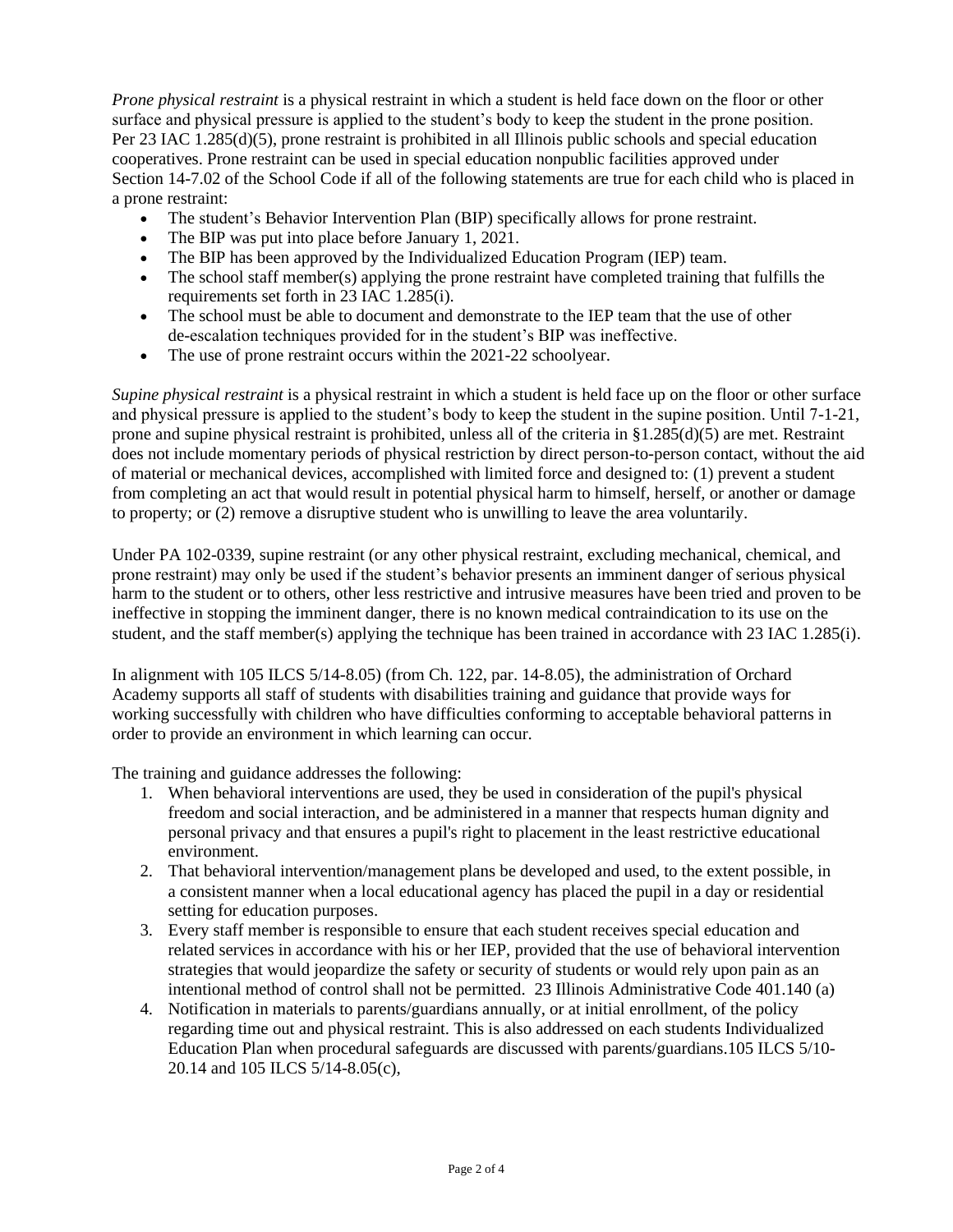*Prone physical restraint* is a physical restraint in which a student is held face down on the floor or other surface and physical pressure is applied to the student's body to keep the student in the prone position. Per 23 IAC 1.285(d)(5), prone restraint is prohibited in all Illinois public schools and special education cooperatives. Prone restraint can be used in special education nonpublic facilities approved under Section 14-7.02 of the School Code if all of the following statements are true for each child who is placed in a prone restraint:

- The student's Behavior Intervention Plan (BIP) specifically allows for prone restraint.
- The BIP was put into place before January 1, 2021.
- The BIP has been approved by the Individualized Education Program (IEP) team.
- The school staff member(s) applying the prone restraint have completed training that fulfills the requirements set forth in 23 IAC 1.285(i).
- The school must be able to document and demonstrate to the IEP team that the use of other de-escalation techniques provided for in the student's BIP was ineffective.
- The use of prone restraint occurs within the 2021-22 schoolyear.

*Supine physical restraint* is a physical restraint in which a student is held face up on the floor or other surface and physical pressure is applied to the student's body to keep the student in the supine position. Until 7-1-21, prone and supine physical restraint is prohibited, unless all of the criteria in §1.285(d)(5) are met. Restraint does not include momentary periods of physical restriction by direct person-to-person contact, without the aid of material or mechanical devices, accomplished with limited force and designed to: (1) prevent a student from completing an act that would result in potential physical harm to himself, herself, or another or damage to property; or (2) remove a disruptive student who is unwilling to leave the area voluntarily.

Under PA 102-0339, supine restraint (or any other physical restraint, excluding mechanical, chemical, and prone restraint) may only be used if the student's behavior presents an imminent danger of serious physical harm to the student or to others, other less restrictive and intrusive measures have been tried and proven to be ineffective in stopping the imminent danger, there is no known medical contraindication to its use on the student, and the staff member(s) applying the technique has been trained in accordance with 23 IAC 1.285(i).

In alignment with 105 ILCS 5/14-8.05) (from Ch. 122, par. 14-8.05), the administration of Orchard Academy supports all staff of students with disabilities training and guidance that provide ways for working successfully with children who have difficulties conforming to acceptable behavioral patterns in order to provide an environment in which learning can occur.

The training and guidance addresses the following:

1. When behavioral interventions are used, they be used in consideration of the pupil's physical freedom and social interaction, and be administered in a manner that respects human dignity and personal privacy and that ensures a pupil's right to placement in the least restrictive educational environment.
2. That behavioral intervention/management plans be developed and used, to the extent possible, in a consistent manner when a local educational agency has placed the pupil in a day or residential setting for education purposes.
3. Every staff member is responsible to ensure that each student receives special education and related services in accordance with his or her IEP, provided that the use of behavioral intervention strategies that would jeopardize the safety or security of students or would rely upon pain as an intentional method of control shall not be permitted. 23 Illinois Administrative Code 401.140 (a)
4. Notification in materials to parents/guardians annually, or at initial enrollment, of the policy regarding time out and physical restraint. This is also addressed on each students Individualized Education Plan when procedural safeguards are discussed with parents/guardians.105 ILCS 5/10-20.14 and 105 ILCS 5/14-8.05(c),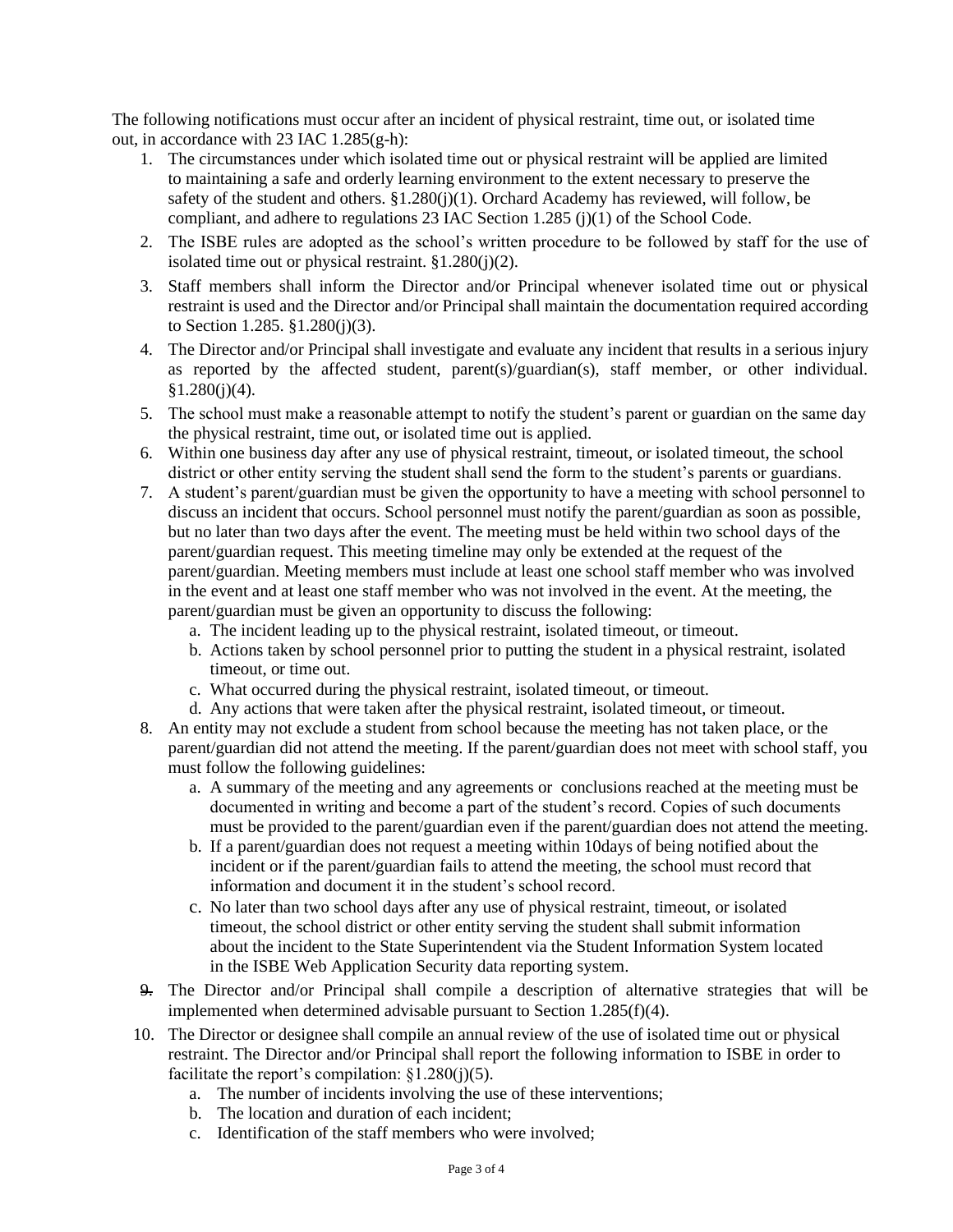The following notifications must occur after an incident of physical restraint, time out, or isolated time out, in accordance with 23 IAC 1.285(g-h):

1. The circumstances under which isolated time out or physical restraint will be applied are limited to maintaining a safe and orderly learning environment to the extent necessary to preserve the safety of the student and others. §1.280(j)(1). Orchard Academy has reviewed, will follow, be compliant, and adhere to regulations 23 IAC Section 1.285 (j)(1) of the School Code.
2. The ISBE rules are adopted as the school's written procedure to be followed by staff for the use of isolated time out or physical restraint. §1.280(j)(2).
3. Staff members shall inform the Director and/or Principal whenever isolated time out or physical restraint is used and the Director and/or Principal shall maintain the documentation required according to Section 1.285. §1.280(j)(3).
4. The Director and/or Principal shall investigate and evaluate any incident that results in a serious injury as reported by the affected student, parent(s)/guardian(s), staff member, or other individual. §1.280(j)(4).
5. The school must make a reasonable attempt to notify the student's parent or guardian on the same day the physical restraint, time out, or isolated time out is applied.
6. Within one business day after any use of physical restraint, timeout, or isolated timeout, the school district or other entity serving the student shall send the form to the student's parents or guardians.
7. A student's parent/guardian must be given the opportunity to have a meeting with school personnel to discuss an incident that occurs. School personnel must notify the parent/guardian as soon as possible, but no later than two days after the event. The meeting must be held within two school days of the parent/guardian request. This meeting timeline may only be extended at the request of the parent/guardian. Meeting members must include at least one school staff member who was involved in the event and at least one staff member who was not involved in the event. At the meeting, the parent/guardian must be given an opportunity to discuss the following:
   a. The incident leading up to the physical restraint, isolated timeout, or timeout.
   b. Actions taken by school personnel prior to putting the student in a physical restraint, isolated timeout, or time out.
   c. What occurred during the physical restraint, isolated timeout, or timeout.
   d. Any actions that were taken after the physical restraint, isolated timeout, or timeout.
8. An entity may not exclude a student from school because the meeting has not taken place, or the parent/guardian did not attend the meeting. If the parent/guardian does not meet with school staff, you must follow the following guidelines:
   a. A summary of the meeting and any agreements or conclusions reached at the meeting must be documented in writing and become a part of the student's record. Copies of such documents must be provided to the parent/guardian even if the parent/guardian does not attend the meeting.
   b. If a parent/guardian does not request a meeting within 10days of being notified about the incident or if the parent/guardian fails to attend the meeting, the school must record that information and document it in the student's school record.
   c. No later than two school days after any use of physical restraint, timeout, or isolated timeout, the school district or other entity serving the student shall submit information about the incident to the State Superintendent via the Student Information System located in the ISBE Web Application Security data reporting system.
9. The Director and/or Principal shall compile a description of alternative strategies that will be implemented when determined advisable pursuant to Section 1.285(f)(4).
10. The Director or designee shall compile an annual review of the use of isolated time out or physical restraint. The Director and/or Principal shall report the following information to ISBE in order to facilitate the report's compilation: §1.280(j)(5).
    a. The number of incidents involving the use of these interventions;
    b. The location and duration of each incident;
    c. Identification of the staff members who were involved;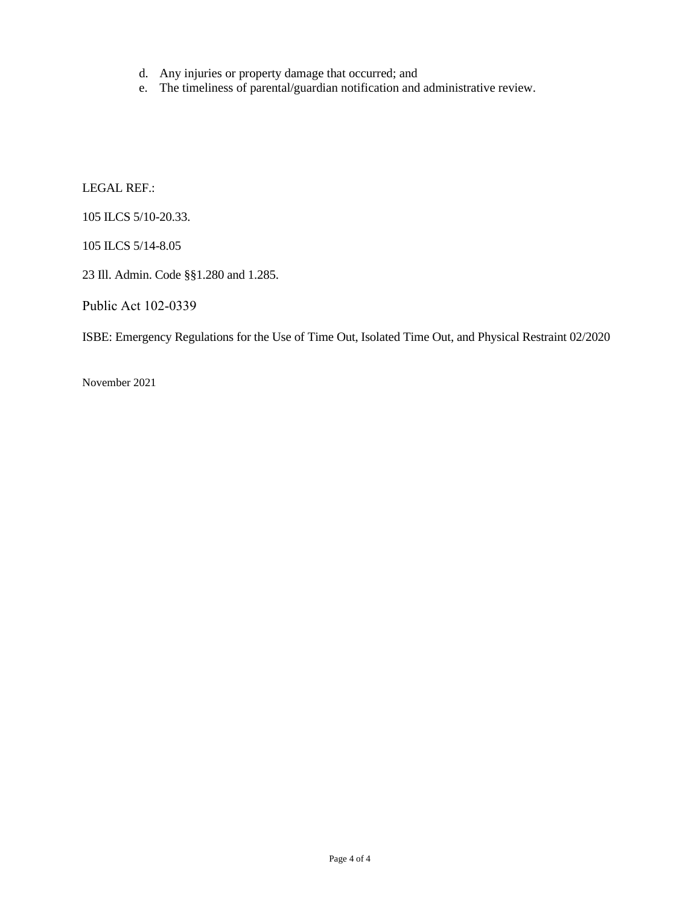d. Any injuries or property damage that occurred; and
e. The timeliness of parental/guardian notification and administrative review.

LEGAL REF.:

105 ILCS 5/10-20.33.

105 ILCS 5/14-8.05

23 Ill. Admin. Code §§1.280 and 1.285.

Public Act 102-0339

ISBE: Emergency Regulations for the Use of Time Out, Isolated Time Out, and Physical Restraint 02/2020

November 2021